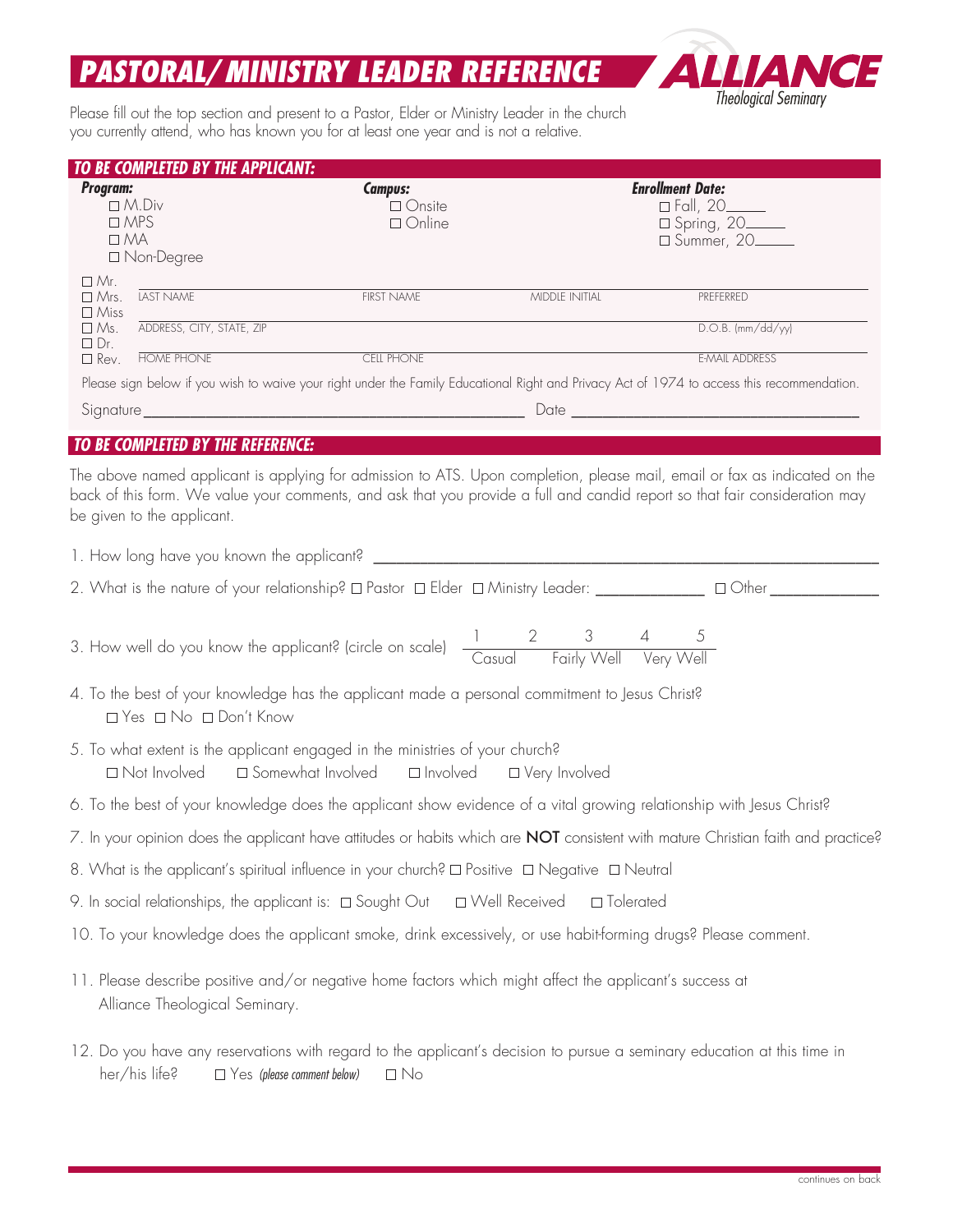# PASTORAL/MINISTRY LEADER REFERENCE

**ALLIANCE** Theological Seminary

Please fill out the top section and present to a Pastor, Elder or Ministry Leader in the church you currently attend, who has known you for at least one year and is not a relative.

## TO BE COMPLETED BY THE APPLICANT:

**Program:**
- ☐ M.Div
- ☐ MPS
- ☐ MA
- ☐ Non-Degree

**Campus:**
- ☐ Onsite
- ☐ Online

**Enrollment Date:**
- ☐ Fall, 20_____
- ☐ Spring, 20_____
- ☐ Summer, 20_____

☐ Mr. ☐ Mrs. ☐ Miss ☐ Ms. ☐ Dr. ☐ Rev.

LAST NAME ____________ FIRST NAME ____________ MIDDLE INITIAL ____________ PREFERRED ____________

ADDRESS, CITY, STATE, ZIP ____________ D.O.B. (mm/dd/yy) ____________

HOME PHONE ____________ CELL PHONE ____________ E-MAIL ADDRESS ____________

Please sign below if you wish to waive your right under the Family Educational Right and Privacy Act of 1974 to access this recommendation.

Signature ________________________________________ Date ______________________________

## TO BE COMPLETED BY THE REFERENCE:

The above named applicant is applying for admission to ATS. Upon completion, please mail, email or fax as indicated on the back of this form. We value your comments, and ask that you provide a full and candid report so that fair consideration may be given to the applicant.

1. How long have you known the applicant? ________________________________________

2. What is the nature of your relationship? ☐ Pastor ☐ Elder ☐ Ministry Leader: ____________ ☐ Other ____________

3. How well do you know the applicant? (circle on scale) 1 2 3 4 5 (Casual — Fairly Well — Very Well)

4. To the best of your knowledge has the applicant made a personal commitment to Jesus Christ?
   ☐ Yes ☐ No ☐ Don't Know

5. To what extent is the applicant engaged in the ministries of your church?
   ☐ Not Involved ☐ Somewhat Involved ☐ Involved ☐ Very Involved

6. To the best of your knowledge does the applicant show evidence of a vital growing relationship with Jesus Christ?

7. In your opinion does the applicant have attitudes or habits which are **NOT** consistent with mature Christian faith and practice?

8. What is the applicant's spiritual influence in your church? ☐ Positive ☐ Negative ☐ Neutral

9. In social relationships, the applicant is: ☐ Sought Out ☐ Well Received ☐ Tolerated

10. To your knowledge does the applicant smoke, drink excessively, or use habit-forming drugs? Please comment.

11. Please describe positive and/or negative home factors which might affect the applicant's success at Alliance Theological Seminary.

12. Do you have any reservations with regard to the applicant's decision to pursue a seminary education at this time in her/his life? ☐ Yes *(please comment below)* ☐ No

continues on back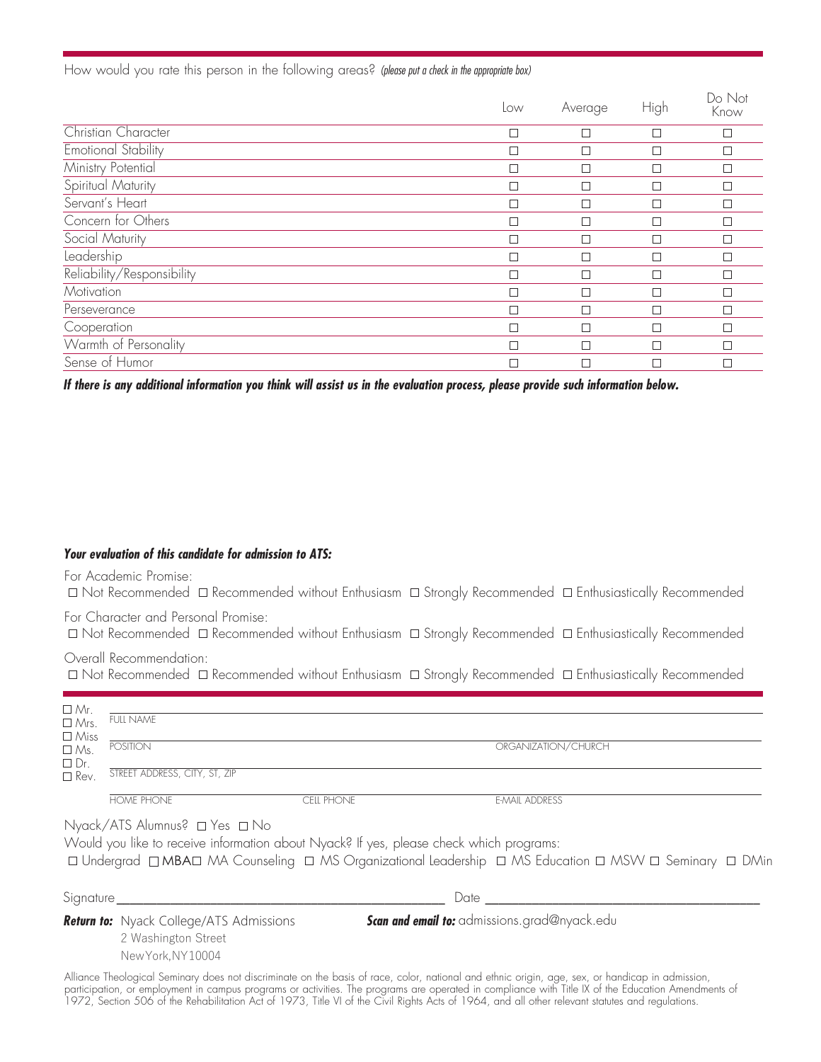How would you rate this person in the following areas? *(please put a check in the appropriate box)*

| | Low | Average | High | Do Not Know |
|---|---|---|---|---|
| Christian Character | ☐ | ☐ | ☐ | ☐ |
| Emotional Stability | ☐ | ☐ | ☐ | ☐ |
| Ministry Potential | ☐ | ☐ | ☐ | ☐ |
| Spiritual Maturity | ☐ | ☐ | ☐ | ☐ |
| Servant's Heart | ☐ | ☐ | ☐ | ☐ |
| Concern for Others | ☐ | ☐ | ☐ | ☐ |
| Social Maturity | ☐ | ☐ | ☐ | ☐ |
| Leadership | ☐ | ☐ | ☐ | ☐ |
| Reliability/Responsibility | ☐ | ☐ | ☐ | ☐ |
| Motivation | ☐ | ☐ | ☐ | ☐ |
| Perseverance | ☐ | ☐ | ☐ | ☐ |
| Cooperation | ☐ | ☐ | ☐ | ☐ |
| Warmth of Personality | ☐ | ☐ | ☐ | ☐ |
| Sense of Humor | ☐ | ☐ | ☐ | ☐ |

***If there is any additional information you think will assist us in the evaluation process, please provide such information below.***

***Your evaluation of this candidate for admission to ATS:***

For Academic Promise:
☐ Not Recommended ☐ Recommended without Enthusiasm ☐ Strongly Recommended ☐ Enthusiastically Recommended

For Character and Personal Promise:
☐ Not Recommended ☐ Recommended without Enthusiasm ☐ Strongly Recommended ☐ Enthusiastically Recommended

Overall Recommendation:
☐ Not Recommended ☐ Recommended without Enthusiasm ☐ Strongly Recommended ☐ Enthusiastically Recommended

☐ Mr. ☐ Mrs. ☐ Miss ☐ Ms. ☐ Dr. ☐ Rev.

FULL NAME

POSITION ORGANIZATION/CHURCH

STREET ADDRESS, CITY, ST, ZIP

HOME PHONE CELL PHONE E-MAIL ADDRESS

Nyack/ATS Alumnus? ☐ Yes ☐ No

Would you like to receive information about Nyack? If yes, please check which programs:
☐ Undergrad ☐ MBA ☐ MA Counseling ☐ MS Organizational Leadership ☐ MS Education ☐ MSW ☐ Seminary ☐ DMin

Signature\_\_\_\_\_\_\_\_\_\_\_\_\_\_\_\_\_\_\_\_\_\_\_\_\_\_\_\_\_\_ Date \_\_\_\_\_\_\_\_\_\_\_\_\_\_\_\_\_\_\_\_\_\_\_\_\_\_

***Return to:*** Nyack College/ATS Admissions
2 Washington Street
New York, NY 10004

***Scan and email to:*** admissions.grad@nyack.edu

Alliance Theological Seminary does not discriminate on the basis of race, color, national and ethnic origin, age, sex, or handicap in admission, participation, or employment in campus programs or activities. The programs are operated in compliance with Title IX of the Education Amendments of 1972, Section 506 of the Rehabilitation Act of 1973, Title VI of the Civil Rights Acts of 1964, and all other relevant statutes and regulations.